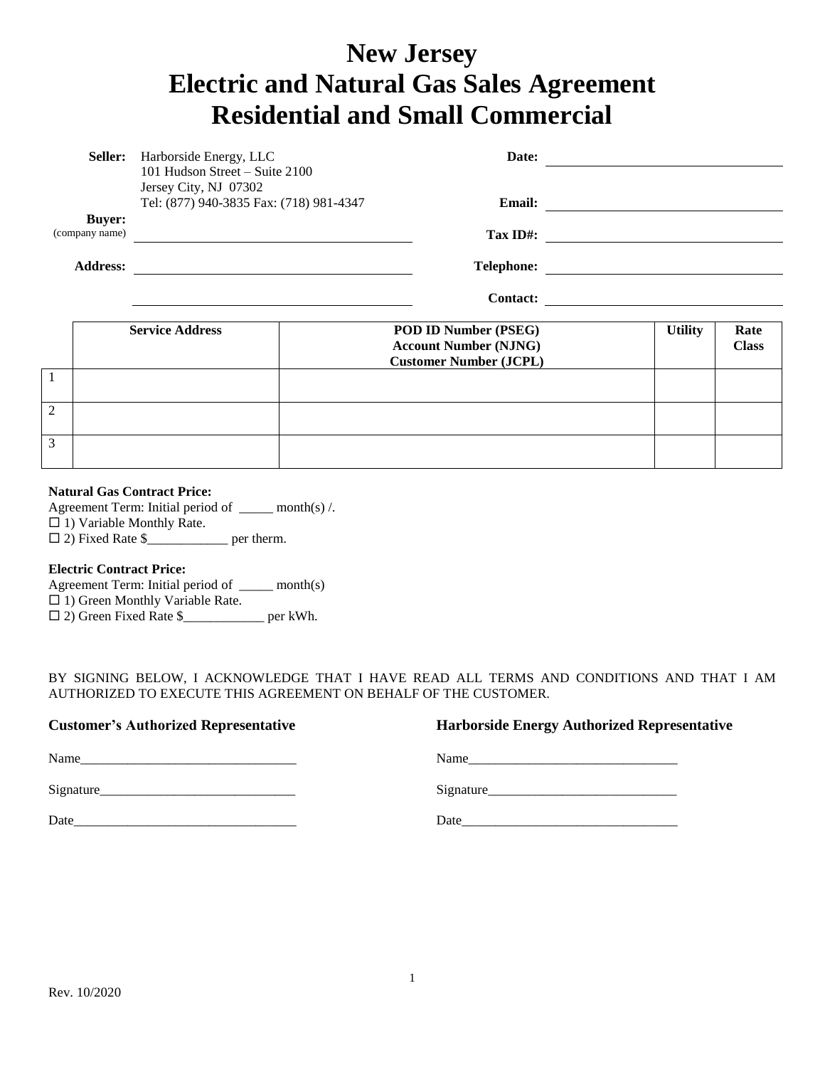# New Jersey
# Electric and Natural Gas Sales Agreement
# Residential and Small Commercial

**Seller:** Harborside Energy, LLC
101 Hudson Street – Suite 2100
Jersey City, NJ 07302
Tel: (877) 940-3835 Fax: (718) 981-4347

**Date:** ______________________________

**Email:** ______________________________

**Buyer:** (company name) ______________________________

**Tax ID#:** ______________________________

**Address:** ______________________________

______________________________

**Telephone:** ______________________________

**Contact:** ______________________________

| | Service Address | POD ID Number (PSEG) Account Number (NJNG) Customer Number (JCPL) | Utility | Rate Class |
|---|---|---|---|---|
| 1 | | | | |
| 2 | | | | |
| 3 | | | | |

**Natural Gas Contract Price:**
Agreement Term: Initial period of _____ month(s) /.
☐ 1) Variable Monthly Rate.
☐ 2) Fixed Rate $____________ per therm.

**Electric Contract Price:**
Agreement Term: Initial period of _____ month(s)
☐ 1) Green Monthly Variable Rate.
☐ 2) Green Fixed Rate $____________ per kWh.

BY SIGNING BELOW, I ACKNOWLEDGE THAT I HAVE READ ALL TERMS AND CONDITIONS AND THAT I AM AUTHORIZED TO EXECUTE THIS AGREEMENT ON BEHALF OF THE CUSTOMER.

**Customer's Authorized Representative**

Name________________________________

Signature_____________________________

Date_________________________________

**Harborside Energy Authorized Representative**

Name_______________________________

Signature____________________________

Date________________________________

Rev. 10/2020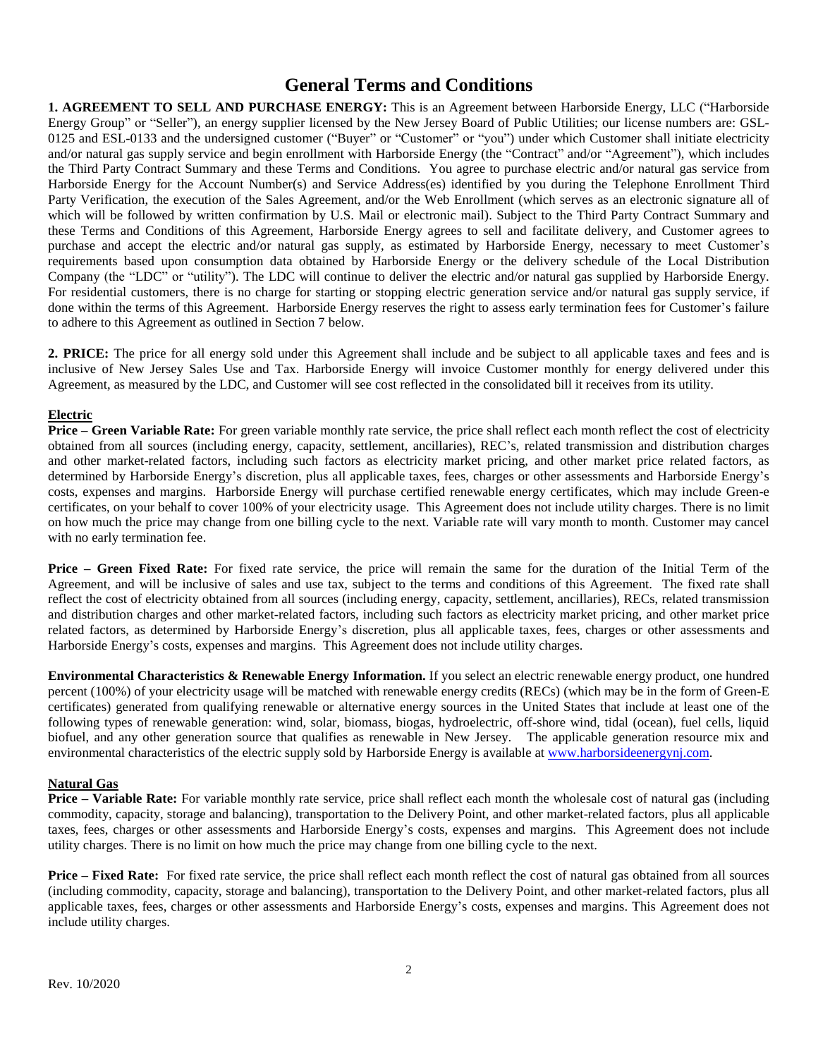# General Terms and Conditions

**1. AGREEMENT TO SELL AND PURCHASE ENERGY:** This is an Agreement between Harborside Energy, LLC ("Harborside Energy Group" or "Seller"), an energy supplier licensed by the New Jersey Board of Public Utilities; our license numbers are: GSL-0125 and ESL-0133 and the undersigned customer ("Buyer" or "Customer" or "you") under which Customer shall initiate electricity and/or natural gas supply service and begin enrollment with Harborside Energy (the "Contract" and/or "Agreement"), which includes the Third Party Contract Summary and these Terms and Conditions. You agree to purchase electric and/or natural gas service from Harborside Energy for the Account Number(s) and Service Address(es) identified by you during the Telephone Enrollment Third Party Verification, the execution of the Sales Agreement, and/or the Web Enrollment (which serves as an electronic signature all of which will be followed by written confirmation by U.S. Mail or electronic mail). Subject to the Third Party Contract Summary and these Terms and Conditions of this Agreement, Harborside Energy agrees to sell and facilitate delivery, and Customer agrees to purchase and accept the electric and/or natural gas supply, as estimated by Harborside Energy, necessary to meet Customer's requirements based upon consumption data obtained by Harborside Energy or the delivery schedule of the Local Distribution Company (the "LDC" or "utility"). The LDC will continue to deliver the electric and/or natural gas supplied by Harborside Energy. For residential customers, there is no charge for starting or stopping electric generation service and/or natural gas supply service, if done within the terms of this Agreement. Harborside Energy reserves the right to assess early termination fees for Customer's failure to adhere to this Agreement as outlined in Section 7 below.

**2. PRICE:** The price for all energy sold under this Agreement shall include and be subject to all applicable taxes and fees and is inclusive of New Jersey Sales Use and Tax. Harborside Energy will invoice Customer monthly for energy delivered under this Agreement, as measured by the LDC, and Customer will see cost reflected in the consolidated bill it receives from its utility.

## Electric

**Price – Green Variable Rate:** For green variable monthly rate service, the price shall reflect each month reflect the cost of electricity obtained from all sources (including energy, capacity, settlement, ancillaries), REC's, related transmission and distribution charges and other market-related factors, including such factors as electricity market pricing, and other market price related factors, as determined by Harborside Energy's discretion, plus all applicable taxes, fees, charges or other assessments and Harborside Energy's costs, expenses and margins. Harborside Energy will purchase certified renewable energy certificates, which may include Green-e certificates, on your behalf to cover 100% of your electricity usage. This Agreement does not include utility charges. There is no limit on how much the price may change from one billing cycle to the next. Variable rate will vary month to month. Customer may cancel with no early termination fee.

**Price – Green Fixed Rate:** For fixed rate service, the price will remain the same for the duration of the Initial Term of the Agreement, and will be inclusive of sales and use tax, subject to the terms and conditions of this Agreement. The fixed rate shall reflect the cost of electricity obtained from all sources (including energy, capacity, settlement, ancillaries), RECs, related transmission and distribution charges and other market-related factors, including such factors as electricity market pricing, and other market price related factors, as determined by Harborside Energy's discretion, plus all applicable taxes, fees, charges or other assessments and Harborside Energy's costs, expenses and margins. This Agreement does not include utility charges.

**Environmental Characteristics & Renewable Energy Information.** If you select an electric renewable energy product, one hundred percent (100%) of your electricity usage will be matched with renewable energy credits (RECs) (which may be in the form of Green-E certificates) generated from qualifying renewable or alternative energy sources in the United States that include at least one of the following types of renewable generation: wind, solar, biomass, biogas, hydroelectric, off-shore wind, tidal (ocean), fuel cells, liquid biofuel, and any other generation source that qualifies as renewable in New Jersey. The applicable generation resource mix and environmental characteristics of the electric supply sold by Harborside Energy is available at www.harborsideenergynj.com.

## Natural Gas

**Price – Variable Rate:** For variable monthly rate service, price shall reflect each month the wholesale cost of natural gas (including commodity, capacity, storage and balancing), transportation to the Delivery Point, and other market-related factors, plus all applicable taxes, fees, charges or other assessments and Harborside Energy's costs, expenses and margins. This Agreement does not include utility charges. There is no limit on how much the price may change from one billing cycle to the next.

**Price – Fixed Rate:** For fixed rate service, the price shall reflect each month reflect the cost of natural gas obtained from all sources (including commodity, capacity, storage and balancing), transportation to the Delivery Point, and other market-related factors, plus all applicable taxes, fees, charges or other assessments and Harborside Energy's costs, expenses and margins. This Agreement does not include utility charges.

Rev. 10/2020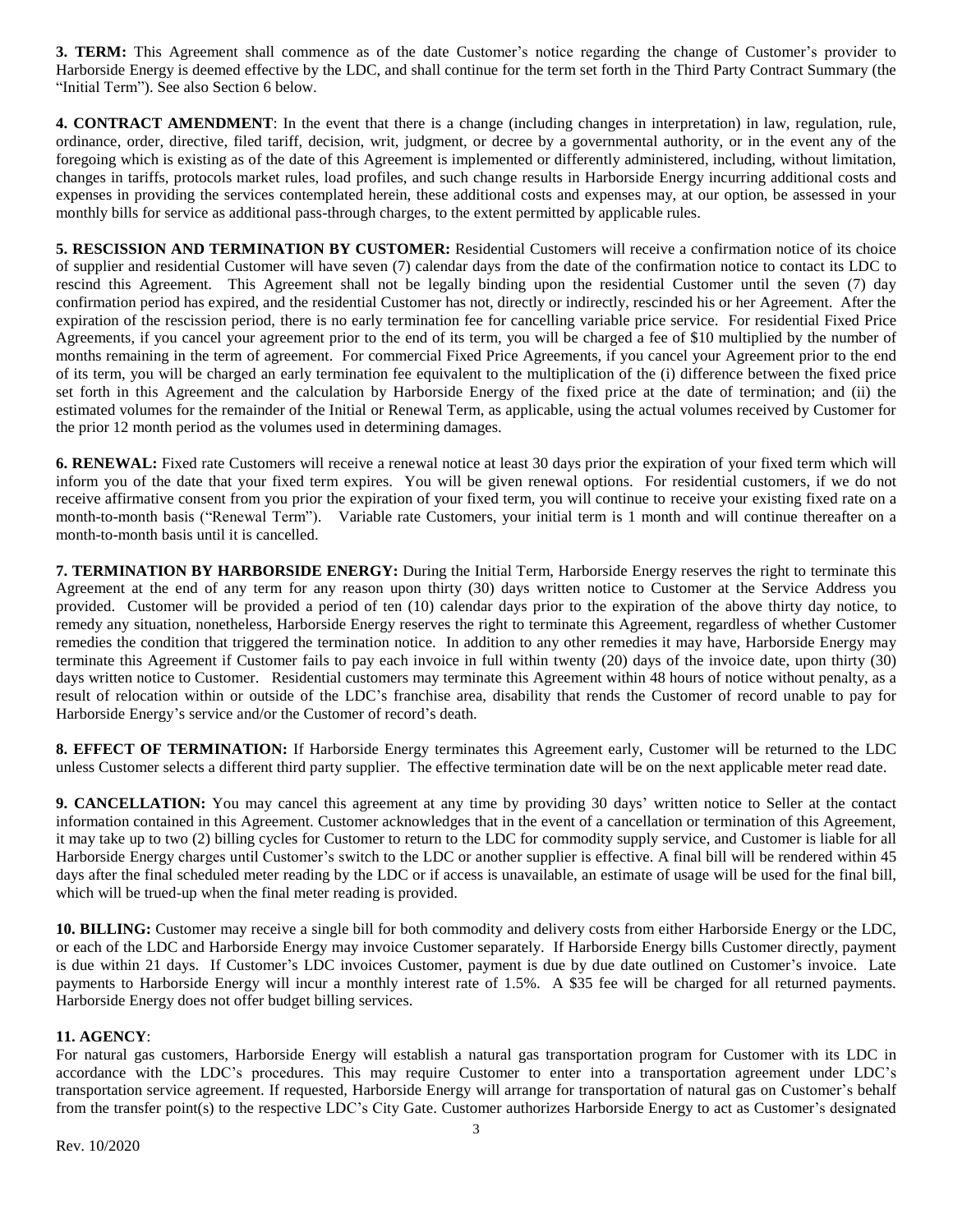**3. TERM:** This Agreement shall commence as of the date Customer's notice regarding the change of Customer's provider to Harborside Energy is deemed effective by the LDC, and shall continue for the term set forth in the Third Party Contract Summary (the "Initial Term"). See also Section 6 below.

**4. CONTRACT AMENDMENT**: In the event that there is a change (including changes in interpretation) in law, regulation, rule, ordinance, order, directive, filed tariff, decision, writ, judgment, or decree by a governmental authority, or in the event any of the foregoing which is existing as of the date of this Agreement is implemented or differently administered, including, without limitation, changes in tariffs, protocols market rules, load profiles, and such change results in Harborside Energy incurring additional costs and expenses in providing the services contemplated herein, these additional costs and expenses may, at our option, be assessed in your monthly bills for service as additional pass-through charges, to the extent permitted by applicable rules.

**5. RESCISSION AND TERMINATION BY CUSTOMER:** Residential Customers will receive a confirmation notice of its choice of supplier and residential Customer will have seven (7) calendar days from the date of the confirmation notice to contact its LDC to rescind this Agreement. This Agreement shall not be legally binding upon the residential Customer until the seven (7) day confirmation period has expired, and the residential Customer has not, directly or indirectly, rescinded his or her Agreement. After the expiration of the rescission period, there is no early termination fee for cancelling variable price service. For residential Fixed Price Agreements, if you cancel your agreement prior to the end of its term, you will be charged a fee of $10 multiplied by the number of months remaining in the term of agreement. For commercial Fixed Price Agreements, if you cancel your Agreement prior to the end of its term, you will be charged an early termination fee equivalent to the multiplication of the (i) difference between the fixed price set forth in this Agreement and the calculation by Harborside Energy of the fixed price at the date of termination; and (ii) the estimated volumes for the remainder of the Initial or Renewal Term, as applicable, using the actual volumes received by Customer for the prior 12 month period as the volumes used in determining damages.

**6. RENEWAL:** Fixed rate Customers will receive a renewal notice at least 30 days prior the expiration of your fixed term which will inform you of the date that your fixed term expires. You will be given renewal options. For residential customers, if we do not receive affirmative consent from you prior the expiration of your fixed term, you will continue to receive your existing fixed rate on a month-to-month basis ("Renewal Term"). Variable rate Customers, your initial term is 1 month and will continue thereafter on a month-to-month basis until it is cancelled.

**7. TERMINATION BY HARBORSIDE ENERGY:** During the Initial Term, Harborside Energy reserves the right to terminate this Agreement at the end of any term for any reason upon thirty (30) days written notice to Customer at the Service Address you provided. Customer will be provided a period of ten (10) calendar days prior to the expiration of the above thirty day notice, to remedy any situation, nonetheless, Harborside Energy reserves the right to terminate this Agreement, regardless of whether Customer remedies the condition that triggered the termination notice. In addition to any other remedies it may have, Harborside Energy may terminate this Agreement if Customer fails to pay each invoice in full within twenty (20) days of the invoice date, upon thirty (30) days written notice to Customer. Residential customers may terminate this Agreement within 48 hours of notice without penalty, as a result of relocation within or outside of the LDC's franchise area, disability that rends the Customer of record unable to pay for Harborside Energy's service and/or the Customer of record's death.

**8. EFFECT OF TERMINATION:** If Harborside Energy terminates this Agreement early, Customer will be returned to the LDC unless Customer selects a different third party supplier. The effective termination date will be on the next applicable meter read date.

**9. CANCELLATION:** You may cancel this agreement at any time by providing 30 days' written notice to Seller at the contact information contained in this Agreement. Customer acknowledges that in the event of a cancellation or termination of this Agreement, it may take up to two (2) billing cycles for Customer to return to the LDC for commodity supply service, and Customer is liable for all Harborside Energy charges until Customer's switch to the LDC or another supplier is effective. A final bill will be rendered within 45 days after the final scheduled meter reading by the LDC or if access is unavailable, an estimate of usage will be used for the final bill, which will be trued-up when the final meter reading is provided.

**10. BILLING:** Customer may receive a single bill for both commodity and delivery costs from either Harborside Energy or the LDC, or each of the LDC and Harborside Energy may invoice Customer separately. If Harborside Energy bills Customer directly, payment is due within 21 days. If Customer's LDC invoices Customer, payment is due by due date outlined on Customer's invoice. Late payments to Harborside Energy will incur a monthly interest rate of 1.5%. A $35 fee will be charged for all returned payments. Harborside Energy does not offer budget billing services.

**11. AGENCY**:

For natural gas customers, Harborside Energy will establish a natural gas transportation program for Customer with its LDC in accordance with the LDC's procedures. This may require Customer to enter into a transportation agreement under LDC's transportation service agreement. If requested, Harborside Energy will arrange for transportation of natural gas on Customer's behalf from the transfer point(s) to the respective LDC's City Gate. Customer authorizes Harborside Energy to act as Customer's designated

Rev. 10/2020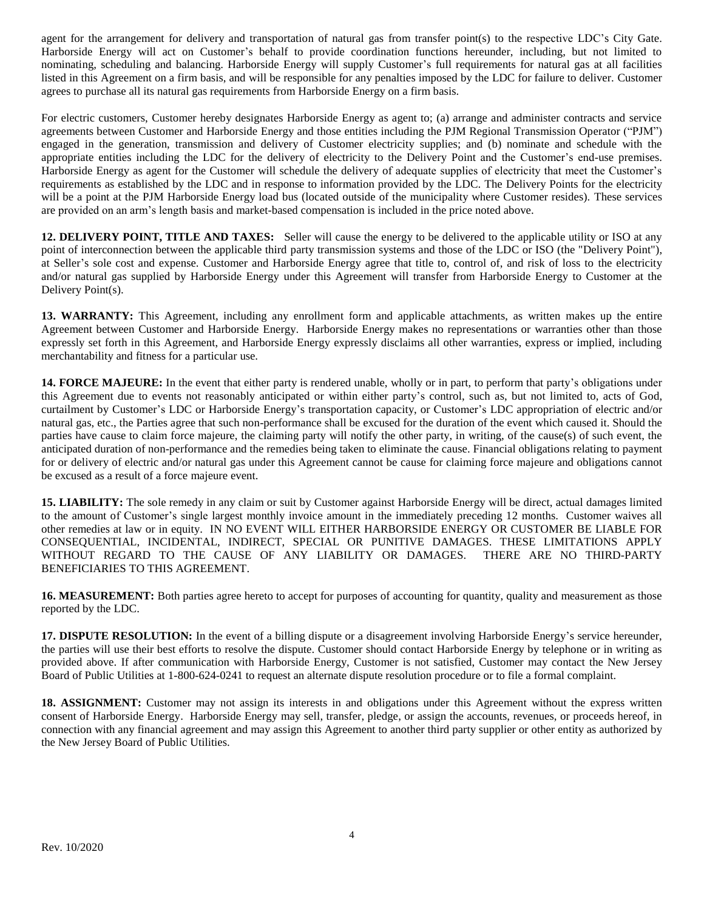agent for the arrangement for delivery and transportation of natural gas from transfer point(s) to the respective LDC's City Gate. Harborside Energy will act on Customer's behalf to provide coordination functions hereunder, including, but not limited to nominating, scheduling and balancing. Harborside Energy will supply Customer's full requirements for natural gas at all facilities listed in this Agreement on a firm basis, and will be responsible for any penalties imposed by the LDC for failure to deliver. Customer agrees to purchase all its natural gas requirements from Harborside Energy on a firm basis.

For electric customers, Customer hereby designates Harborside Energy as agent to; (a) arrange and administer contracts and service agreements between Customer and Harborside Energy and those entities including the PJM Regional Transmission Operator ("PJM") engaged in the generation, transmission and delivery of Customer electricity supplies; and (b) nominate and schedule with the appropriate entities including the LDC for the delivery of electricity to the Delivery Point and the Customer's end-use premises. Harborside Energy as agent for the Customer will schedule the delivery of adequate supplies of electricity that meet the Customer's requirements as established by the LDC and in response to information provided by the LDC. The Delivery Points for the electricity will be a point at the PJM Harborside Energy load bus (located outside of the municipality where Customer resides). These services are provided on an arm's length basis and market-based compensation is included in the price noted above.

**12. DELIVERY POINT, TITLE AND TAXES:** Seller will cause the energy to be delivered to the applicable utility or ISO at any point of interconnection between the applicable third party transmission systems and those of the LDC or ISO (the "Delivery Point"), at Seller's sole cost and expense. Customer and Harborside Energy agree that title to, control of, and risk of loss to the electricity and/or natural gas supplied by Harborside Energy under this Agreement will transfer from Harborside Energy to Customer at the Delivery Point(s).

**13. WARRANTY:** This Agreement, including any enrollment form and applicable attachments, as written makes up the entire Agreement between Customer and Harborside Energy. Harborside Energy makes no representations or warranties other than those expressly set forth in this Agreement, and Harborside Energy expressly disclaims all other warranties, express or implied, including merchantability and fitness for a particular use.

**14. FORCE MAJEURE:** In the event that either party is rendered unable, wholly or in part, to perform that party's obligations under this Agreement due to events not reasonably anticipated or within either party's control, such as, but not limited to, acts of God, curtailment by Customer's LDC or Harborside Energy's transportation capacity, or Customer's LDC appropriation of electric and/or natural gas, etc., the Parties agree that such non-performance shall be excused for the duration of the event which caused it. Should the parties have cause to claim force majeure, the claiming party will notify the other party, in writing, of the cause(s) of such event, the anticipated duration of non-performance and the remedies being taken to eliminate the cause. Financial obligations relating to payment for or delivery of electric and/or natural gas under this Agreement cannot be cause for claiming force majeure and obligations cannot be excused as a result of a force majeure event.

**15. LIABILITY:** The sole remedy in any claim or suit by Customer against Harborside Energy will be direct, actual damages limited to the amount of Customer's single largest monthly invoice amount in the immediately preceding 12 months. Customer waives all other remedies at law or in equity. IN NO EVENT WILL EITHER HARBORSIDE ENERGY OR CUSTOMER BE LIABLE FOR CONSEQUENTIAL, INCIDENTAL, INDIRECT, SPECIAL OR PUNITIVE DAMAGES. THESE LIMITATIONS APPLY WITHOUT REGARD TO THE CAUSE OF ANY LIABILITY OR DAMAGES. THERE ARE NO THIRD-PARTY BENEFICIARIES TO THIS AGREEMENT.

**16. MEASUREMENT:** Both parties agree hereto to accept for purposes of accounting for quantity, quality and measurement as those reported by the LDC.

**17. DISPUTE RESOLUTION:** In the event of a billing dispute or a disagreement involving Harborside Energy's service hereunder, the parties will use their best efforts to resolve the dispute. Customer should contact Harborside Energy by telephone or in writing as provided above. If after communication with Harborside Energy, Customer is not satisfied, Customer may contact the New Jersey Board of Public Utilities at 1-800-624-0241 to request an alternate dispute resolution procedure or to file a formal complaint.

**18. ASSIGNMENT:** Customer may not assign its interests in and obligations under this Agreement without the express written consent of Harborside Energy. Harborside Energy may sell, transfer, pledge, or assign the accounts, revenues, or proceeds hereof, in connection with any financial agreement and may assign this Agreement to another third party supplier or other entity as authorized by the New Jersey Board of Public Utilities.

Rev. 10/2020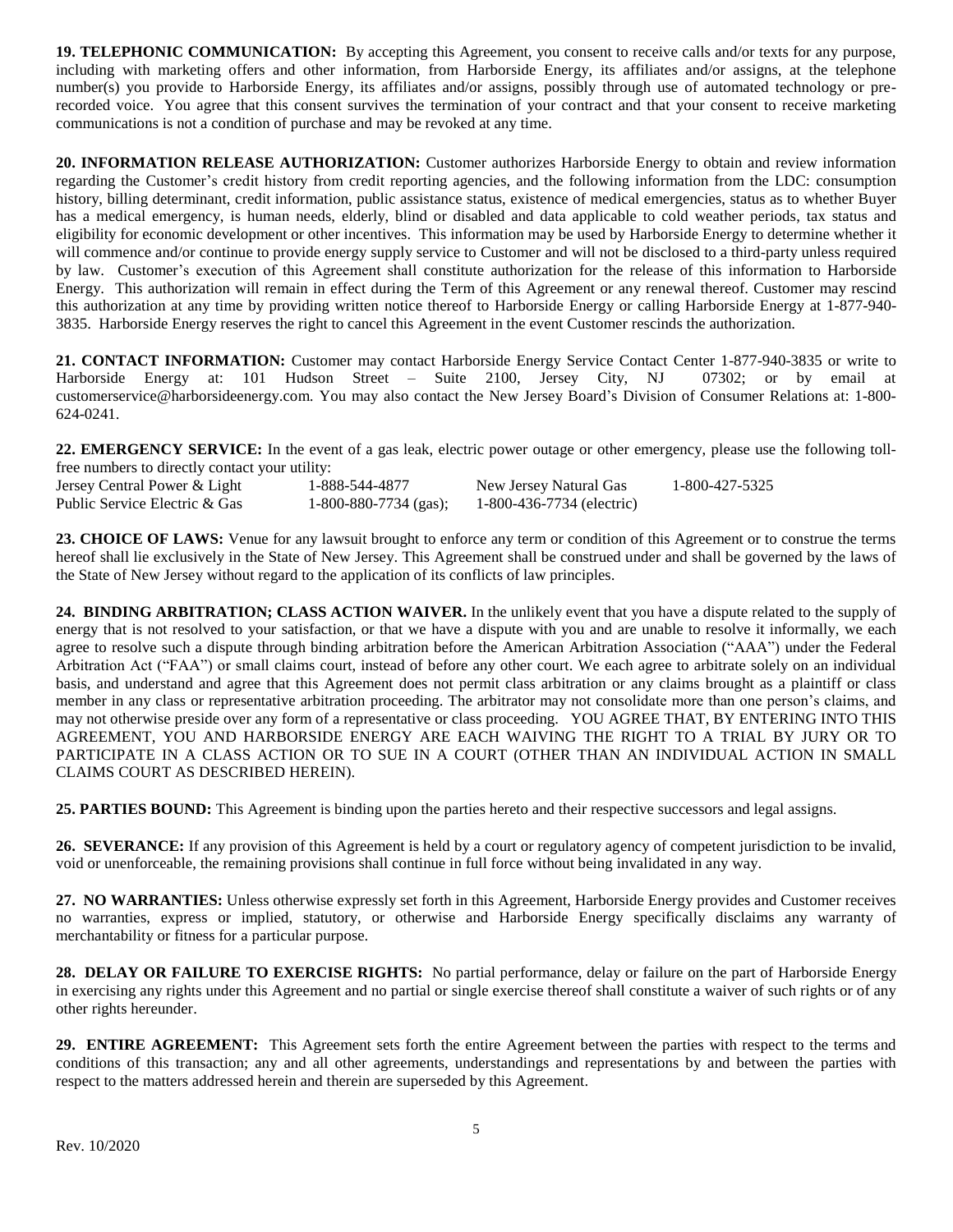**19. TELEPHONIC COMMUNICATION:** By accepting this Agreement, you consent to receive calls and/or texts for any purpose, including with marketing offers and other information, from Harborside Energy, its affiliates and/or assigns, at the telephone number(s) you provide to Harborside Energy, its affiliates and/or assigns, possibly through use of automated technology or pre-recorded voice. You agree that this consent survives the termination of your contract and that your consent to receive marketing communications is not a condition of purchase and may be revoked at any time.

**20. INFORMATION RELEASE AUTHORIZATION:** Customer authorizes Harborside Energy to obtain and review information regarding the Customer's credit history from credit reporting agencies, and the following information from the LDC: consumption history, billing determinant, credit information, public assistance status, existence of medical emergencies, status as to whether Buyer has a medical emergency, is human needs, elderly, blind or disabled and data applicable to cold weather periods, tax status and eligibility for economic development or other incentives. This information may be used by Harborside Energy to determine whether it will commence and/or continue to provide energy supply service to Customer and will not be disclosed to a third-party unless required by law. Customer's execution of this Agreement shall constitute authorization for the release of this information to Harborside Energy. This authorization will remain in effect during the Term of this Agreement or any renewal thereof. Customer may rescind this authorization at any time by providing written notice thereof to Harborside Energy or calling Harborside Energy at 1-877-940-3835. Harborside Energy reserves the right to cancel this Agreement in the event Customer rescinds the authorization.

**21. CONTACT INFORMATION:** Customer may contact Harborside Energy Service Contact Center 1-877-940-3835 or write to Harborside Energy at: 101 Hudson Street – Suite 2100, Jersey City, NJ 07302; or by email at customerservice@harborsideenergy.com. You may also contact the New Jersey Board's Division of Consumer Relations at: 1-800-624-0241.

**22. EMERGENCY SERVICE:** In the event of a gas leak, electric power outage or other emergency, please use the following toll-free numbers to directly contact your utility:

| | | | |
|---|---|---|---|
| Jersey Central Power & Light | 1-888-544-4877 | New Jersey Natural Gas | 1-800-427-5325 |
| Public Service Electric & Gas | 1-800-880-7734 (gas); | 1-800-436-7734 (electric) | |

**23. CHOICE OF LAWS:** Venue for any lawsuit brought to enforce any term or condition of this Agreement or to construe the terms hereof shall lie exclusively in the State of New Jersey. This Agreement shall be construed under and shall be governed by the laws of the State of New Jersey without regard to the application of its conflicts of law principles.

**24. BINDING ARBITRATION; CLASS ACTION WAIVER.** In the unlikely event that you have a dispute related to the supply of energy that is not resolved to your satisfaction, or that we have a dispute with you and are unable to resolve it informally, we each agree to resolve such a dispute through binding arbitration before the American Arbitration Association ("AAA") under the Federal Arbitration Act ("FAA") or small claims court, instead of before any other court. We each agree to arbitrate solely on an individual basis, and understand and agree that this Agreement does not permit class arbitration or any claims brought as a plaintiff or class member in any class or representative arbitration proceeding. The arbitrator may not consolidate more than one person's claims, and may not otherwise preside over any form of a representative or class proceeding. YOU AGREE THAT, BY ENTERING INTO THIS AGREEMENT, YOU AND HARBORSIDE ENERGY ARE EACH WAIVING THE RIGHT TO A TRIAL BY JURY OR TO PARTICIPATE IN A CLASS ACTION OR TO SUE IN A COURT (OTHER THAN AN INDIVIDUAL ACTION IN SMALL CLAIMS COURT AS DESCRIBED HEREIN).

**25. PARTIES BOUND:** This Agreement is binding upon the parties hereto and their respective successors and legal assigns.

**26. SEVERANCE:** If any provision of this Agreement is held by a court or regulatory agency of competent jurisdiction to be invalid, void or unenforceable, the remaining provisions shall continue in full force without being invalidated in any way.

**27. NO WARRANTIES:** Unless otherwise expressly set forth in this Agreement, Harborside Energy provides and Customer receives no warranties, express or implied, statutory, or otherwise and Harborside Energy specifically disclaims any warranty of merchantability or fitness for a particular purpose.

**28. DELAY OR FAILURE TO EXERCISE RIGHTS:** No partial performance, delay or failure on the part of Harborside Energy in exercising any rights under this Agreement and no partial or single exercise thereof shall constitute a waiver of such rights or of any other rights hereunder.

**29. ENTIRE AGREEMENT:** This Agreement sets forth the entire Agreement between the parties with respect to the terms and conditions of this transaction; any and all other agreements, understandings and representations by and between the parties with respect to the matters addressed herein and therein are superseded by this Agreement.

Rev. 10/2020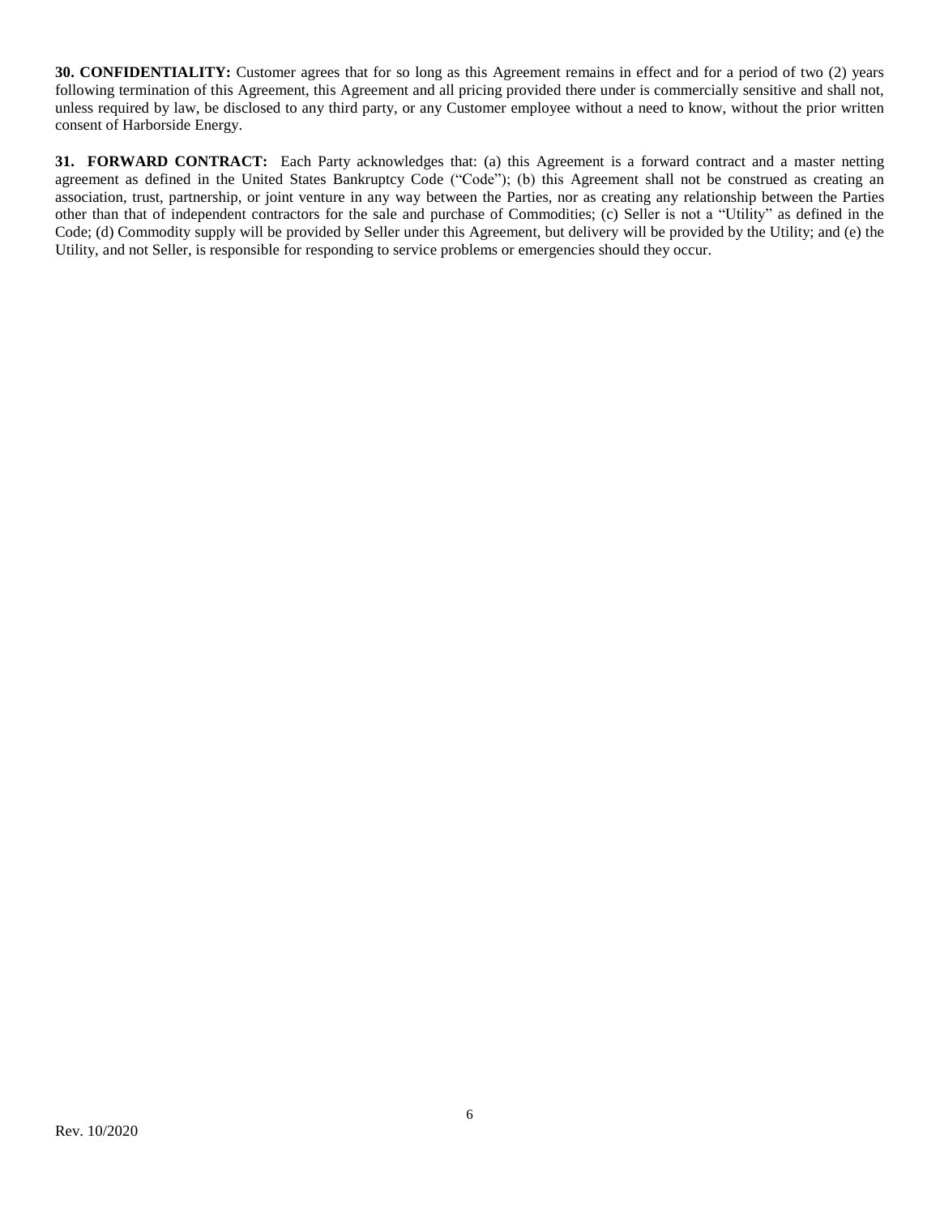**30. CONFIDENTIALITY:** Customer agrees that for so long as this Agreement remains in effect and for a period of two (2) years following termination of this Agreement, this Agreement and all pricing provided there under is commercially sensitive and shall not, unless required by law, be disclosed to any third party, or any Customer employee without a need to know, without the prior written consent of Harborside Energy.

**31. FORWARD CONTRACT:** Each Party acknowledges that: (a) this Agreement is a forward contract and a master netting agreement as defined in the United States Bankruptcy Code ("Code"); (b) this Agreement shall not be construed as creating an association, trust, partnership, or joint venture in any way between the Parties, nor as creating any relationship between the Parties other than that of independent contractors for the sale and purchase of Commodities; (c) Seller is not a "Utility" as defined in the Code; (d) Commodity supply will be provided by Seller under this Agreement, but delivery will be provided by the Utility; and (e) the Utility, and not Seller, is responsible for responding to service problems or emergencies should they occur.

Rev. 10/2020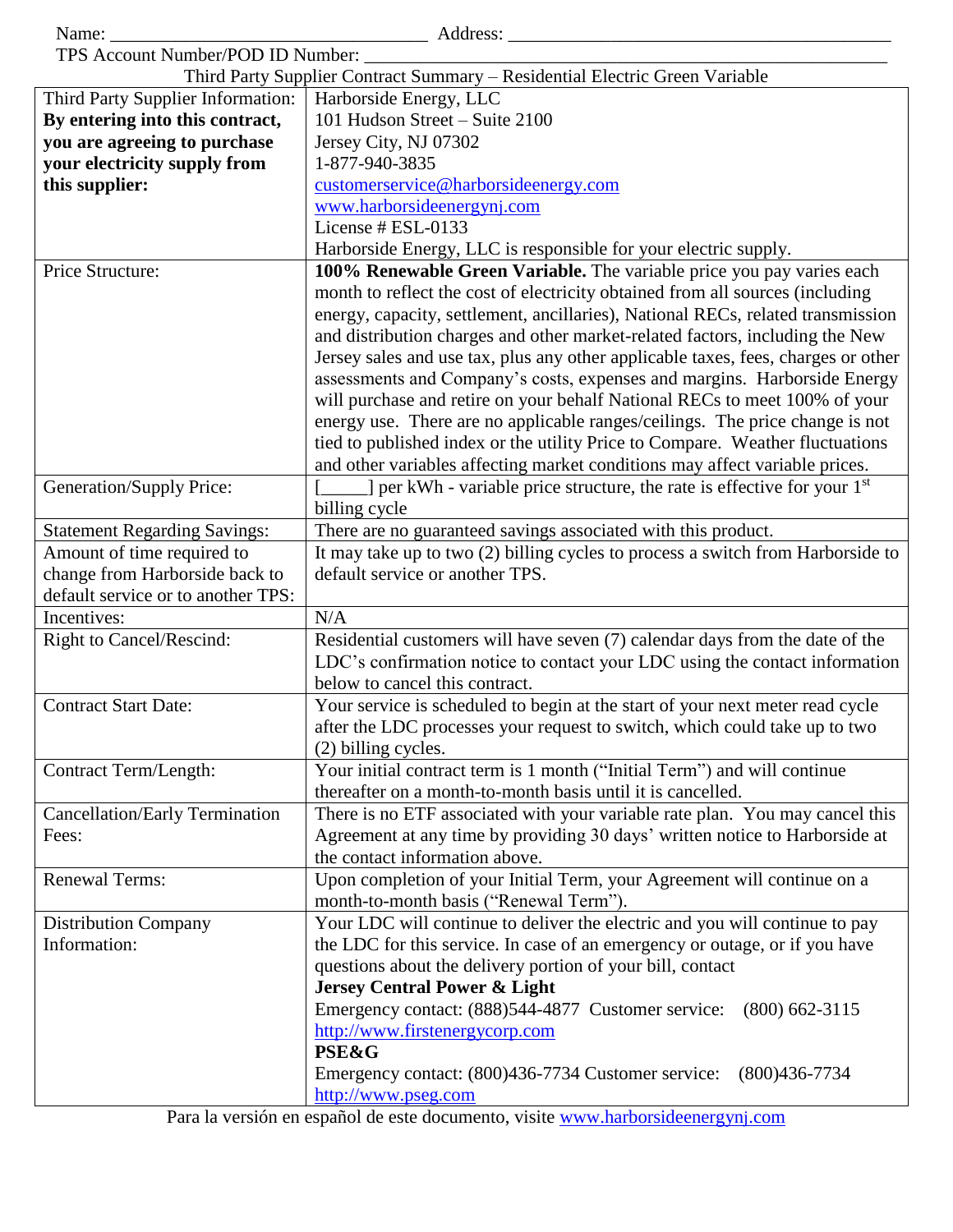Name: ________________________________ Address: ________________________________________

TPS Account Number/POD ID Number: ____________________________________________________

Third Party Supplier Contract Summary – Residential Electric Green Variable

| | |
|---|---|
| Third Party Supplier Information: **By entering into this contract, you are agreeing to purchase your electricity supply from this supplier:** | Harborside Energy, LLC<br>101 Hudson Street – Suite 2100<br>Jersey City, NJ 07302<br>1-877-940-3835<br>customerservice@harborsideenergy.com<br>www.harborsideenergynj.com<br>License # ESL-0133<br>Harborside Energy, LLC is responsible for your electric supply. |
| Price Structure: | **100% Renewable Green Variable.** The variable price you pay varies each month to reflect the cost of electricity obtained from all sources (including energy, capacity, settlement, ancillaries), National RECs, related transmission and distribution charges and other market-related factors, including the New Jersey sales and use tax, plus any other applicable taxes, fees, charges or other assessments and Company's costs, expenses and margins. Harborside Energy will purchase and retire on your behalf National RECs to meet 100% of your energy use. There are no applicable ranges/ceilings. The price change is not tied to published index or the utility Price to Compare. Weather fluctuations and other variables affecting market conditions may affect variable prices. |
| Generation/Supply Price: | [_____] per kWh - variable price structure, the rate is effective for your 1st billing cycle |
| Statement Regarding Savings: | There are no guaranteed savings associated with this product. |
| Amount of time required to change from Harborside back to default service or to another TPS: | It may take up to two (2) billing cycles to process a switch from Harborside to default service or another TPS. |
| Incentives: | N/A |
| Right to Cancel/Rescind: | Residential customers will have seven (7) calendar days from the date of the LDC's confirmation notice to contact your LDC using the contact information below to cancel this contract. |
| Contract Start Date: | Your service is scheduled to begin at the start of your next meter read cycle after the LDC processes your request to switch, which could take up to two (2) billing cycles. |
| Contract Term/Length: | Your initial contract term is 1 month ("Initial Term") and will continue thereafter on a month-to-month basis until it is cancelled. |
| Cancellation/Early Termination Fees: | There is no ETF associated with your variable rate plan. You may cancel this Agreement at any time by providing 30 days' written notice to Harborside at the contact information above. |
| Renewal Terms: | Upon completion of your Initial Term, your Agreement will continue on a month-to-month basis ("Renewal Term"). |
| Distribution Company Information: | Your LDC will continue to deliver the electric and you will continue to pay the LDC for this service. In case of an emergency or outage, or if you have questions about the delivery portion of your bill, contact<br>**Jersey Central Power & Light**<br>Emergency contact: (888)544-4877 Customer service: (800) 662-3115<br>http://www.firstenergycorp.com<br>**PSE&G**<br>Emergency contact: (800)436-7734 Customer service: (800)436-7734<br>http://www.pseg.com |

Para la versión en español de este documento, visite www.harborsideenergynj.com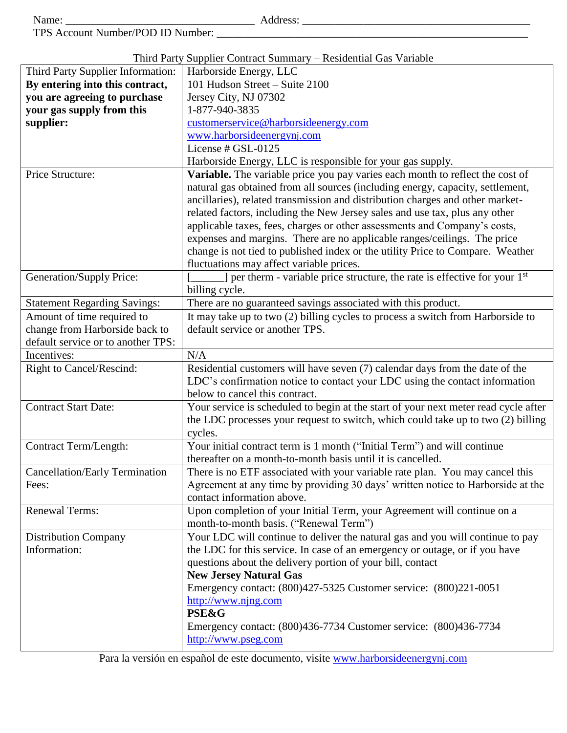Name: ___________________________________ Address: __________________________________________

TPS Account Number/POD ID Number: _________________________________________________________

Third Party Supplier Contract Summary – Residential Gas Variable

| | |
|---|---|
| Third Party Supplier Information: **By entering into this contract, you are agreeing to purchase your gas supply from this supplier:** | Harborside Energy, LLC<br>101 Hudson Street – Suite 2100<br>Jersey City, NJ 07302<br>1-877-940-3835<br>customerservice@harborsideenergy.com<br>www.harborsideenergynj.com<br>License # GSL-0125<br>Harborside Energy, LLC is responsible for your gas supply. |
| Price Structure: | **Variable.** The variable price you pay varies each month to reflect the cost of natural gas obtained from all sources (including energy, capacity, settlement, ancillaries), related transmission and distribution charges and other market-related factors, including the New Jersey sales and use tax, plus any other applicable taxes, fees, charges or other assessments and Company's costs, expenses and margins. There are no applicable ranges/ceilings. The price change is not tied to published index or the utility Price to Compare. Weather fluctuations may affect variable prices. |
| Generation/Supply Price: | [______] per therm - variable price structure, the rate is effective for your 1st billing cycle. |
| Statement Regarding Savings: | There are no guaranteed savings associated with this product. |
| Amount of time required to change from Harborside back to default service or to another TPS: | It may take up to two (2) billing cycles to process a switch from Harborside to default service or another TPS. |
| Incentives: | N/A |
| Right to Cancel/Rescind: | Residential customers will have seven (7) calendar days from the date of the LDC's confirmation notice to contact your LDC using the contact information below to cancel this contract. |
| Contract Start Date: | Your service is scheduled to begin at the start of your next meter read cycle after the LDC processes your request to switch, which could take up to two (2) billing cycles. |
| Contract Term/Length: | Your initial contract term is 1 month ("Initial Term") and will continue thereafter on a month-to-month basis until it is cancelled. |
| Cancellation/Early Termination Fees: | There is no ETF associated with your variable rate plan. You may cancel this Agreement at any time by providing 30 days' written notice to Harborside at the contact information above. |
| Renewal Terms: | Upon completion of your Initial Term, your Agreement will continue on a month-to-month basis. ("Renewal Term") |
| Distribution Company Information: | Your LDC will continue to deliver the natural gas and you will continue to pay the LDC for this service. In case of an emergency or outage, or if you have questions about the delivery portion of your bill, contact<br>**New Jersey Natural Gas**<br>Emergency contact: (800)427-5325 Customer service: (800)221-0051<br>http://www.njng.com<br>**PSE&G**<br>Emergency contact: (800)436-7734 Customer service: (800)436-7734<br>http://www.pseg.com |

Para la versión en español de este documento, visite www.harborsideenergynj.com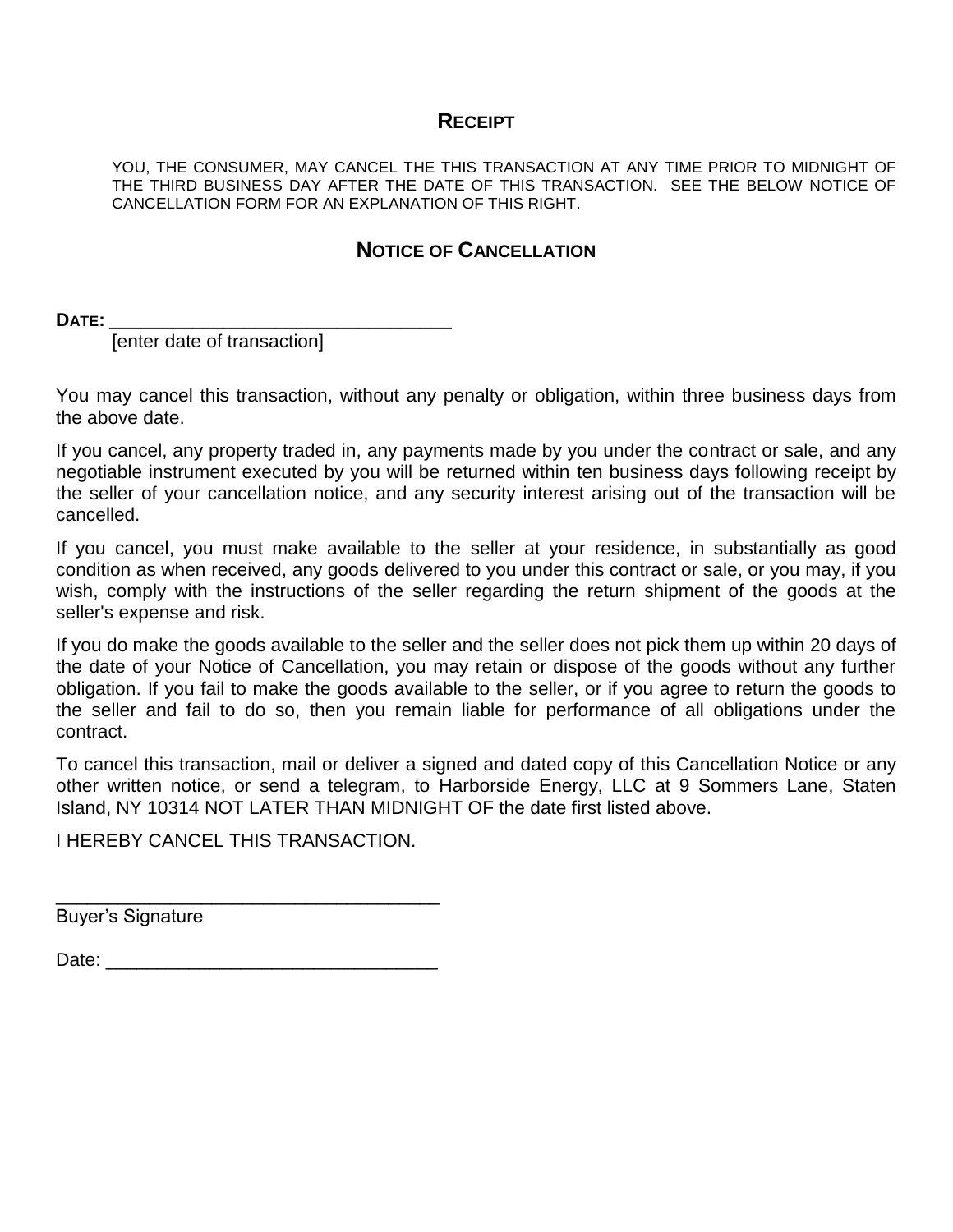## RECEIPT

YOU, THE CONSUMER, MAY CANCEL THE THIS TRANSACTION AT ANY TIME PRIOR TO MIDNIGHT OF THE THIRD BUSINESS DAY AFTER THE DATE OF THIS TRANSACTION. SEE THE BELOW NOTICE OF CANCELLATION FORM FOR AN EXPLANATION OF THIS RIGHT.

## NOTICE OF CANCELLATION

**DATE:** ___________________________________
[enter date of transaction]

You may cancel this transaction, without any penalty or obligation, within three business days from the above date.

If you cancel, any property traded in, any payments made by you under the contract or sale, and any negotiable instrument executed by you will be returned within ten business days following receipt by the seller of your cancellation notice, and any security interest arising out of the transaction will be cancelled.

If you cancel, you must make available to the seller at your residence, in substantially as good condition as when received, any goods delivered to you under this contract or sale, or you may, if you wish, comply with the instructions of the seller regarding the return shipment of the goods at the seller's expense and risk.

If you do make the goods available to the seller and the seller does not pick them up within 20 days of the date of your Notice of Cancellation, you may retain or dispose of the goods without any further obligation. If you fail to make the goods available to the seller, or if you agree to return the goods to the seller and fail to do so, then you remain liable for performance of all obligations under the contract.

To cancel this transaction, mail or deliver a signed and dated copy of this Cancellation Notice or any other written notice, or send a telegram, to Harborside Energy, LLC at 9 Sommers Lane, Staten Island, NY 10314 NOT LATER THAN MIDNIGHT OF the date first listed above.

I HEREBY CANCEL THIS TRANSACTION.

_____________________________________
Buyer's Signature

Date: _______________________________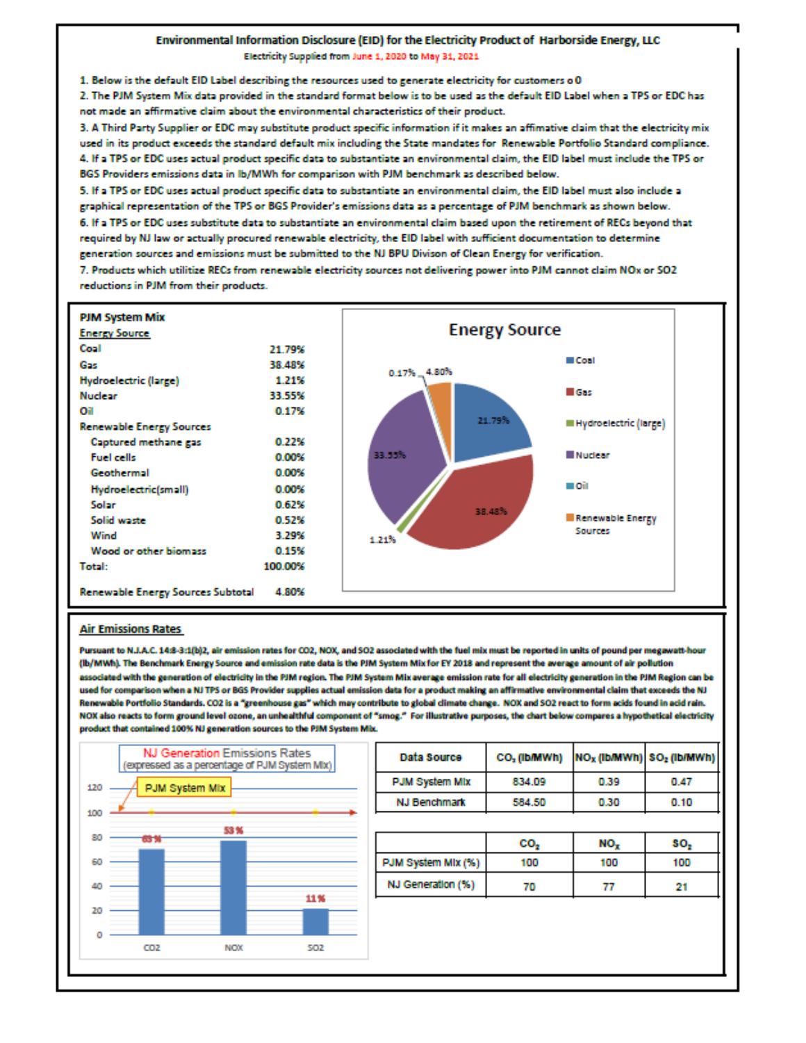**Environmental Information Disclosure (EID) for the Electricity Product of Harborside Energy, LLC**

Electricity Supplied from June 1, 2020 to May 31, 2021

1. Below is the default EID Label describing the resources used to generate electricity for customers o 0
2. The PJM System Mix data provided in the standard format below is to be used as the default EID Label when a TPS or EDC has not made an affirmative claim about the environmental characteristics of their product.
3. A Third Party Supplier or EDC may substitute product specific information if it makes an affirmative claim that the electricity mix used in its product exceeds the standard default mix including the State mandates for Renewable Portfolio Standard compliance.
4. If a TPS or EDC uses actual product specific data to substantiate an environmental claim, the EID label must include the TPS or BGS Providers emissions data in lb/MWh for comparison with PJM benchmark as described below.
5. If a TPS or EDC uses actual product specific data to substantiate an environmental claim, the EID label must also include a graphical representation of the TPS or BGS Provider's emissions data as a percentage of PJM benchmark as shown below.
6. If a TPS or EDC uses substitute data to substantiate an environmental claim based upon the retirement of RECs beyond that required by NJ law or actually procured renewable electricity, the EID label with sufficient documentation to determine generation sources and emissions must be submitted to the NJ BPU Divison of Clean Energy for verification.
7. Products which utilitize RECs from renewable electricity sources not delivering power into PJM cannot claim NOx or SO2 reductions in PJM from their products.

**PJM System Mix**

| Energy Source | |
|---|---|
| Coal | 21.79% |
| Gas | 38.48% |
| Hydroelectric (large) | 1.21% |
| Nuclear | 33.55% |
| Oil | 0.17% |
| Renewable Energy Sources | |
| Captured methane gas | 0.22% |
| Fuel cells | 0.00% |
| Geothermal | 0.00% |
| Hydroelectric(small) | 0.00% |
| Solar | 0.62% |
| Solid waste | 0.52% |
| Wind | 3.29% |
| Wood or other biomass | 0.15% |
| Total: | 100.00% |
| Renewable Energy Sources Subtotal | 4.80% |

Energy Source

0.17%
4.80%
21.79%
33.55%
38.48%
1.21%

Coal
Gas
Hydroelectric (large)
Nuclear
Oil
Renewable Energy Sources

**Air Emissions Rates**

**Pursuant to N.J.A.C. 14:8-3:1(b)2, air emission rates for CO2, NOX, and SO2 associated with the fuel mix must be reported in units of pound per megawatt-hour (lb/MWh). The Benchmark Energy Source and emission rate data is the PJM System Mix for EY 2018 and represent the average amount of air pollution associated with the generation of electricity in the PJM region. The PJM System Mix average emission rate for all electricity generation in the PJM Region can be used for comparison when a NJ TPS or BGS Provider supplies actual emission data for a product making an affirmative environmental claim that exceeds the NJ Renewable Portfolio Standards. CO2 is a "greenhouse gas" which may contribute to global climate change. NOX and SO2 react to form acids found in acid rain. NOX also reacts to form ground level ozone, an unhealthful component of "smog." For illustrative purposes, the chart below compares a hypothetical electricity product that contained 100% NJ generation sources to the PJM System Mix.**

NJ Generation Emissions Rates
(expressed as a percentage of PJM System Mix)

PJM System Mix

120
100
80
60
40
20
0

69 %
53 %
11 %

CO2
NOX
SO2

| Data Source | $CO_2$ (lb/MWh) | $NO_x$ (lb/MWh) | $SO_2$ (lb/MWh) |
|---|---|---|---|
| PJM System Mix | 834.09 | 0.39 | 0.47 |
| NJ Benchmark | 584.50 | 0.30 | 0.10 |

| | $CO_2$ | $NO_x$ | $SO_2$ |
|---|---|---|---|
| PJM System Mix (%) | 100 | 100 | 100 |
| NJ Generation (%) | 70 | 77 | 21 |